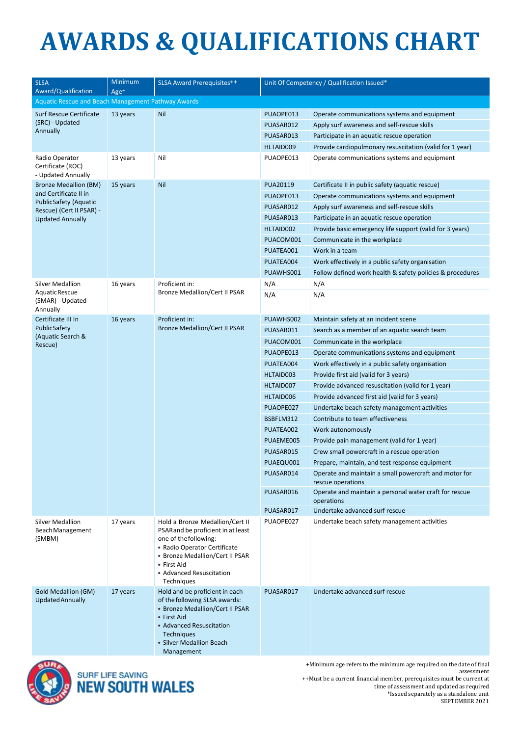# AWARDS & QUALIFICATIONS CHART

| SLSA Award/Qualification | Minimum Age+ | SLSA Award Prerequisites++ | Unit Of Competency / Qualification Issued* | |
|---|---|---|---|---|
| Aquatic Rescue and Beach Management Pathway Awards | | | | |
| Surf Rescue Certificate (SRC) - Updated Annually | 13 years | Nil | PUAOPE013 | Operate communications systems and equipment |
| | | | PUASAR012 | Apply surf awareness and self-rescue skills |
| | | | PUASAR013 | Participate in an aquatic rescue operation |
| | | | HLTAID009 | Provide cardiopulmonary resuscitation (valid for 1 year) |
| Radio Operator Certificate (ROC) - Updated Annually | 13 years | Nil | PUAOPE013 | Operate communications systems and equipment |
| Bronze Medallion (BM) and Certificate II in Public Safety (Aquatic Rescue) (Cert II PSAR) - Updated Annually | 15 years | Nil | PUA20119 | Certificate II in public safety (aquatic rescue) |
| | | | PUAOPE013 | Operate communications systems and equipment |
| | | | PUASAR012 | Apply surf awareness and self-rescue skills |
| | | | PUASAR013 | Participate in an aquatic rescue operation |
| | | | HLTAID002 | Provide basic emergency life support (valid for 3 years) |
| | | | PUACOM001 | Communicate in the workplace |
| | | | PUATEA001 | Work in a team |
| | | | PUATEA004 | Work effectively in a public safety organisation |
| | | | PUAWHS001 | Follow defined work health & safety policies & procedures |
| Silver Medallion Aquatic Rescue (SMAR) - Updated Annually | 16 years | Proficient in: Bronze Medallion/Cert II PSAR | N/A | N/A |
| | | | N/A | N/A |
| Certificate III In Public Safety (Aquatic Search & Rescue) | 16 years | Proficient in: Bronze Medallion/Cert II PSAR | PUAWHS002 | Maintain safety at an incident scene |
| | | | PUASAR011 | Search as a member of an aquatic search team |
| | | | PUACOM001 | Communicate in the workplace |
| | | | PUAOPE013 | Operate communications systems and equipment |
| | | | PUATEA004 | Work effectively in a public safety organisation |
| | | | HLTAID003 | Provide first aid (valid for 3 years) |
| | | | HLTAID007 | Provide advanced resuscitation (valid for 1 year) |
| | | | HLTAID006 | Provide advanced first aid (valid for 3 years) |
| | | | PUAOPE027 | Undertake beach safety management activities |
| | | | BSBFLM312 | Contribute to team effectiveness |
| | | | PUATEA002 | Work autonomously |
| | | | PUAEME005 | Provide pain management (valid for 1 year) |
| | | | PUASAR015 | Crew small powercraft in a rescue operation |
| | | | PUAEQU001 | Prepare, maintain, and test response equipment |
| | | | PUASAR014 | Operate and maintain a small powercraft and motor for rescue operations |
| | | | PUASAR016 | Operate and maintain a personal water craft for rescue operations |
| | | | PUASAR017 | Undertake advanced surf rescue |
| Silver Medallion Beach Management (SMBM) | 17 years | Hold a Bronze Medallion/Cert II PSAR and be proficient in at least one of the following: • Radio Operator Certificate • Bronze Medallion/Cert II PSAR • First Aid • Advanced Resuscitation Techniques | PUAOPE027 | Undertake beach safety management activities |
| Gold Medallion (GM) - Updated Annually | 17 years | Hold and be proficient in each of the following SLSA awards: • Bronze Medallion/Cert II PSAR • First Aid • Advanced Resuscitation Techniques • Silver Medallion Beach Management | PUASAR017 | Undertake advanced surf rescue |

SURF LIFE SAVING NEW SOUTH WALES

+Minimum age refers to the minimum age required on the date of final assessment
++Must be a current financial member, prerequisites must be current at time of assessment and updated as required
*Issued separately as a standalone unit
SEPTEMBER 2021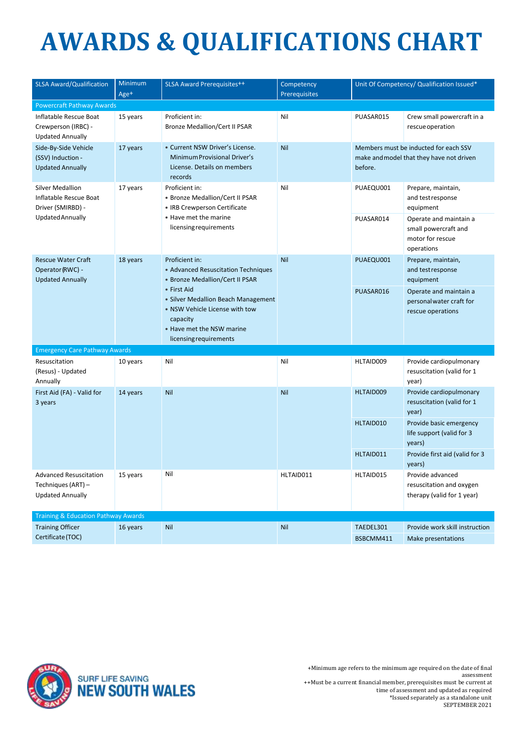# AWARDS & QUALIFICATIONS CHART

| SLSA Award/Qualification | Minimum Age+ | SLSA Award Prerequisites++ | Competency Prerequisites | Unit Of Competency/ Qualification Issued* | |
|---|---|---|---|---|---|
| **Powercraft Pathway Awards** | | | | | |
| Inflatable Rescue Boat Crewperson (IRBC) - Updated Annually | 15 years | Proficient in: Bronze Medallion/Cert II PSAR | Nil | PUASAR015 | Crew small powercraft in a rescue operation |
| Side-By-Side Vehicle (SSV) Induction - Updated Annually | 17 years | • Current NSW Driver's License. Minimum Provisional Driver's License. Details on members records | Nil | Members must be inducted for each SSV make and model that they have not driven before. | |
| Silver Medallion Inflatable Rescue Boat Driver (SMIRBD) - Updated Annually | 17 years | Proficient in:<br>• Bronze Medallion/Cert II PSAR<br>• IRB Crewperson Certificate<br>• Have met the marine licensing requirements | Nil | PUAEQU001 | Prepare, maintain, and test response equipment |
| | | | | PUASAR014 | Operate and maintain a small powercraft and motor for rescue operations |
| Rescue Water Craft Operator (RWC) - Updated Annually | 18 years | Proficient in:<br>• Advanced Resuscitation Techniques<br>• Bronze Medallion/Cert II PSAR<br>• First Aid<br>• Silver Medallion Beach Management<br>• NSW Vehicle License with tow capacity<br>• Have met the NSW marine licensing requirements | Nil | PUAEQU001 | Prepare, maintain, and test response equipment |
| | | | | PUASAR016 | Operate and maintain a personal water craft for rescue operations |
| **Emergency Care Pathway Awards** | | | | | |
| Resuscitation (Resus) - Updated Annually | 10 years | Nil | Nil | HLTAID009 | Provide cardiopulmonary resuscitation (valid for 1 year) |
| First Aid (FA) - Valid for 3 years | 14 years | Nil | Nil | HLTAID009 | Provide cardiopulmonary resuscitation (valid for 1 year) |
| | | | | HLTAID010 | Provide basic emergency life support (valid for 3 years) |
| | | | | HLTAID011 | Provide first aid (valid for 3 years) |
| Advanced Resuscitation Techniques (ART) – Updated Annually | 15 years | Nil | HLTAID011 | HLTAID015 | Provide advanced resuscitation and oxygen therapy (valid for 1 year) |
| **Training & Education Pathway Awards** | | | | | |
| Training Officer Certificate (TOC) | 16 years | Nil | Nil | TAEDEL301 | Provide work skill instruction |
| | | | | BSBCMM411 | Make presentations |

SURF LIFE SAVING NEW SOUTH WALES

+Minimum age refers to the minimum age required on the date of final assessment
++Must be a current financial member, prerequisites must be current at time of assessment and updated as required
*Issued separately as a standalone unit
SEPTEMBER 2021